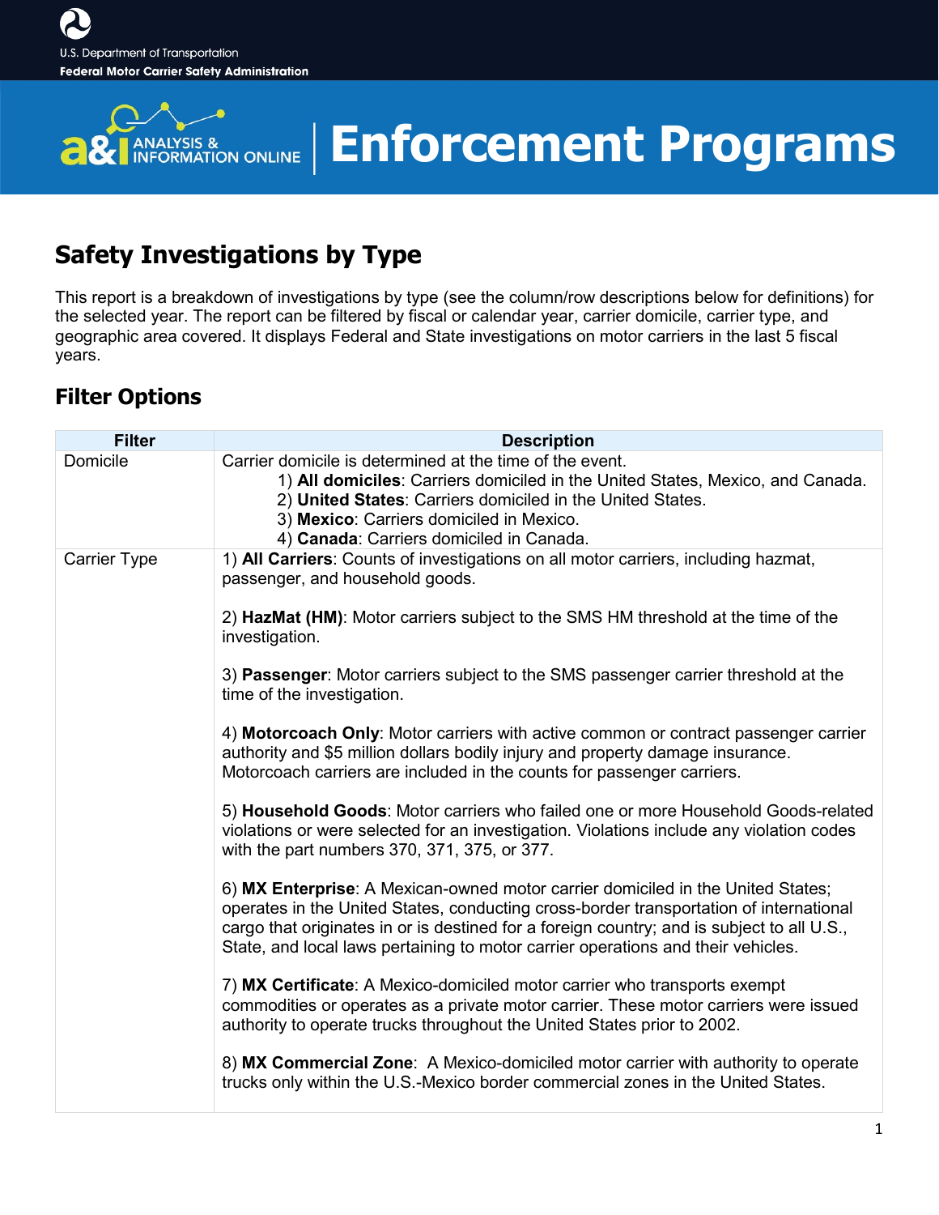U.S. Department of Transportation

Federal Motor Carrier Safety Administration

a&I ANALYSIS & INFORMATION ONLINE | Enforcement Programs

## Safety Investigations by Type

This report is a breakdown of investigations by type (see the column/row descriptions below for definitions) for the selected year. The report can be filtered by fiscal or calendar year, carrier domicile, carrier type, and geographic area covered. It displays Federal and State investigations on motor carriers in the last 5 fiscal years.

## Filter Options

| Filter | Description |
| --- | --- |
| Domicile | Carrier domicile is determined at the time of the event.<br>1) **All domiciles**: Carriers domiciled in the United States, Mexico, and Canada.<br>2) **United States**: Carriers domiciled in the United States.<br>3) **Mexico**: Carriers domiciled in Mexico.<br>4) **Canada**: Carriers domiciled in Canada. |
| Carrier Type | 1) **All Carriers**: Counts of investigations on all motor carriers, including hazmat, passenger, and household goods.<br><br>2) **HazMat (HM)**: Motor carriers subject to the SMS HM threshold at the time of the investigation.<br><br>3) **Passenger**: Motor carriers subject to the SMS passenger carrier threshold at the time of the investigation.<br><br>4) **Motorcoach Only**: Motor carriers with active common or contract passenger carrier authority and $5 million dollars bodily injury and property damage insurance. Motorcoach carriers are included in the counts for passenger carriers.<br><br>5) **Household Goods**: Motor carriers who failed one or more Household Goods-related violations or were selected for an investigation. Violations include any violation codes with the part numbers 370, 371, 375, or 377.<br><br>6) **MX Enterprise**: A Mexican-owned motor carrier domiciled in the United States; operates in the United States, conducting cross-border transportation of international cargo that originates in or is destined for a foreign country; and is subject to all U.S., State, and local laws pertaining to motor carrier operations and their vehicles.<br><br>7) **MX Certificate**: A Mexico-domiciled motor carrier who transports exempt commodities or operates as a private motor carrier. These motor carriers were issued authority to operate trucks throughout the United States prior to 2002.<br><br>8) **MX Commercial Zone**: A Mexico-domiciled motor carrier with authority to operate trucks only within the U.S.-Mexico border commercial zones in the United States. |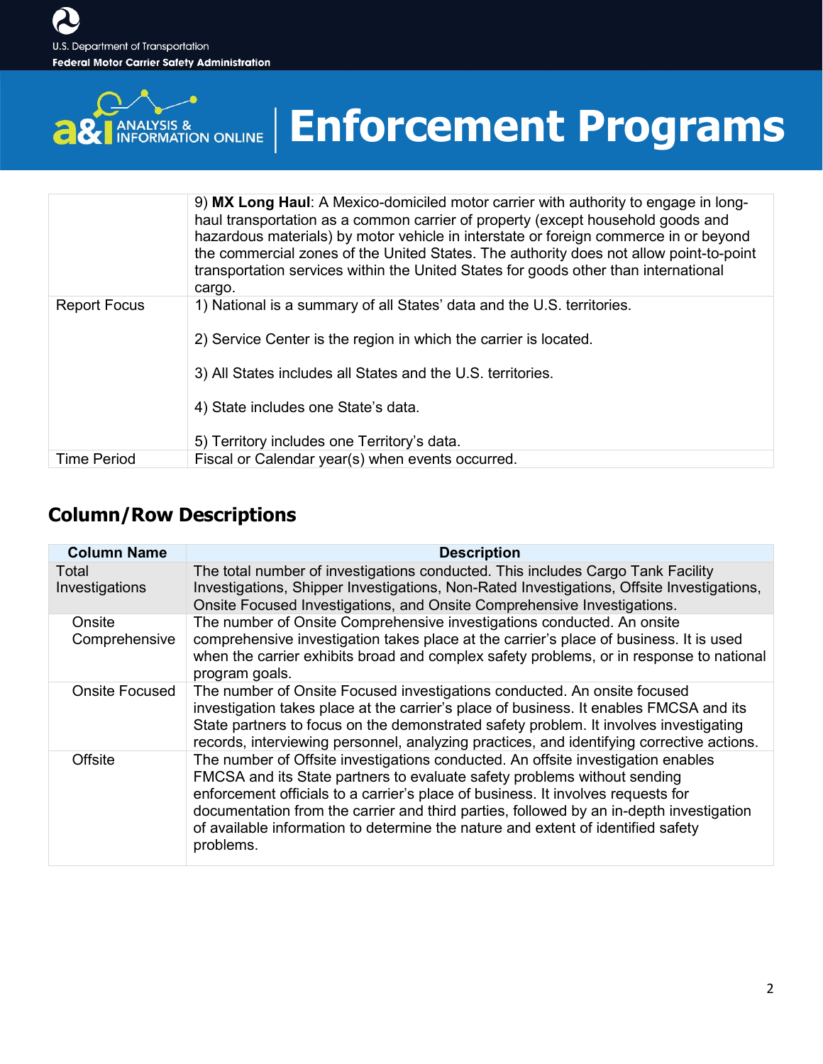| | |
|---|---|
| | 9) **MX Long Haul**: A Mexico-domiciled motor carrier with authority to engage in long-haul transportation as a common carrier of property (except household goods and hazardous materials) by motor vehicle in interstate or foreign commerce in or beyond the commercial zones of the United States. The authority does not allow point-to-point transportation services within the United States for goods other than international cargo. |
| Report Focus | 1) National is a summary of all States' data and the U.S. territories.<br><br>2) Service Center is the region in which the carrier is located.<br><br>3) All States includes all States and the U.S. territories.<br><br>4) State includes one State's data.<br><br>5) Territory includes one Territory's data. |
| Time Period | Fiscal or Calendar year(s) when events occurred. |

## Column/Row Descriptions

| Column Name | Description |
|---|---|
| Total Investigations | The total number of investigations conducted. This includes Cargo Tank Facility Investigations, Shipper Investigations, Non-Rated Investigations, Offsite Investigations, Onsite Focused Investigations, and Onsite Comprehensive Investigations. |
| Onsite Comprehensive | The number of Onsite Comprehensive investigations conducted. An onsite comprehensive investigation takes place at the carrier's place of business. It is used when the carrier exhibits broad and complex safety problems, or in response to national program goals. |
| Onsite Focused | The number of Onsite Focused investigations conducted. An onsite focused investigation takes place at the carrier's place of business. It enables FMCSA and its State partners to focus on the demonstrated safety problem. It involves investigating records, interviewing personnel, analyzing practices, and identifying corrective actions. |
| Offsite | The number of Offsite investigations conducted. An offsite investigation enables FMCSA and its State partners to evaluate safety problems without sending enforcement officials to a carrier's place of business. It involves requests for documentation from the carrier and third parties, followed by an in-depth investigation of available information to determine the nature and extent of identified safety problems. |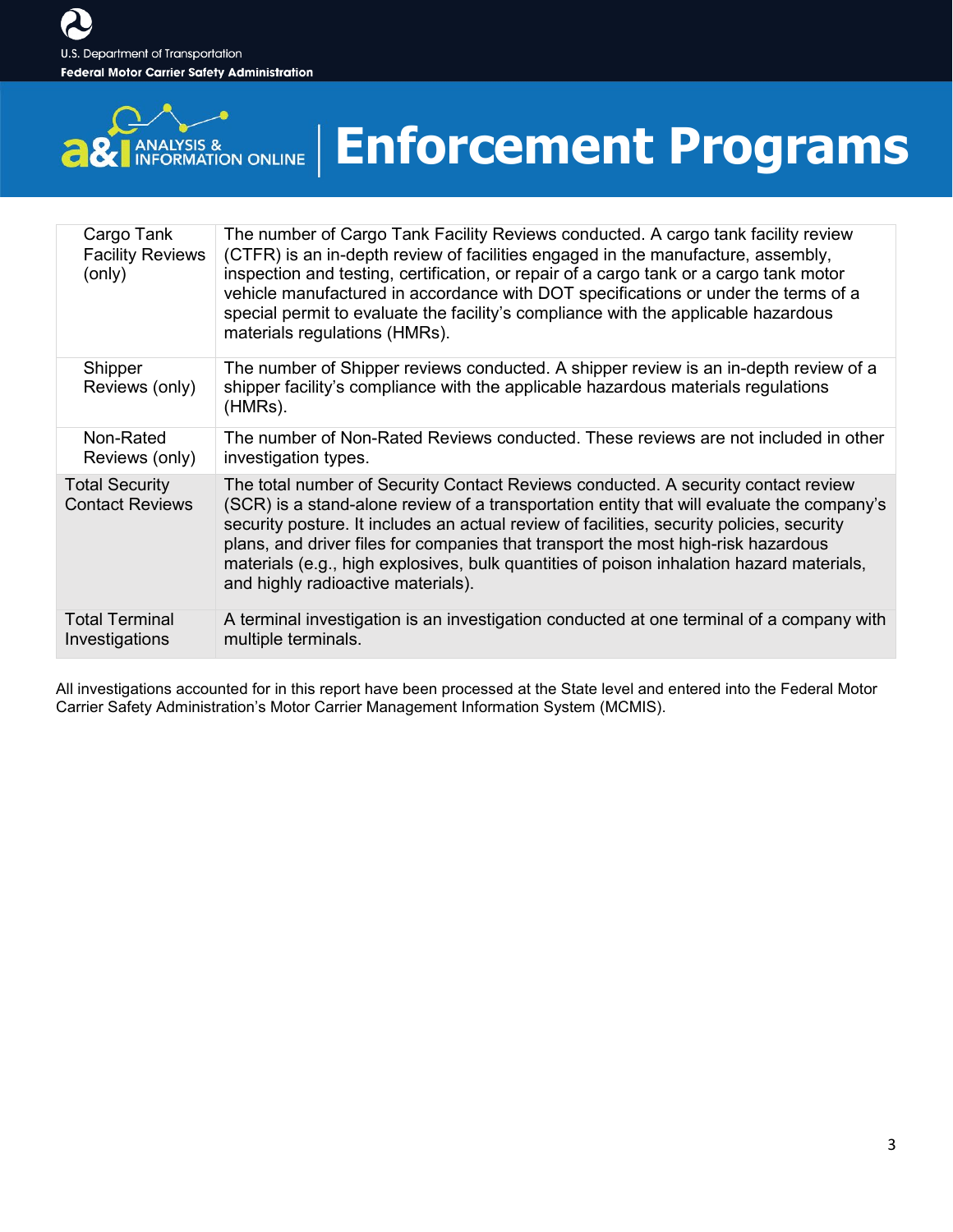| | |
|---|---|
| Cargo Tank Facility Reviews (only) | The number of Cargo Tank Facility Reviews conducted. A cargo tank facility review (CTFR) is an in-depth review of facilities engaged in the manufacture, assembly, inspection and testing, certification, or repair of a cargo tank or a cargo tank motor vehicle manufactured in accordance with DOT specifications or under the terms of a special permit to evaluate the facility's compliance with the applicable hazardous materials regulations (HMRs). |
| Shipper Reviews (only) | The number of Shipper reviews conducted. A shipper review is an in-depth review of a shipper facility's compliance with the applicable hazardous materials regulations (HMRs). |
| Non-Rated Reviews (only) | The number of Non-Rated Reviews conducted. These reviews are not included in other investigation types. |
| Total Security Contact Reviews | The total number of Security Contact Reviews conducted. A security contact review (SCR) is a stand-alone review of a transportation entity that will evaluate the company's security posture. It includes an actual review of facilities, security policies, security plans, and driver files for companies that transport the most high-risk hazardous materials (e.g., high explosives, bulk quantities of poison inhalation hazard materials, and highly radioactive materials). |
| Total Terminal Investigations | A terminal investigation is an investigation conducted at one terminal of a company with multiple terminals. |

All investigations accounted for in this report have been processed at the State level and entered into the Federal Motor Carrier Safety Administration's Motor Carrier Management Information System (MCMIS).